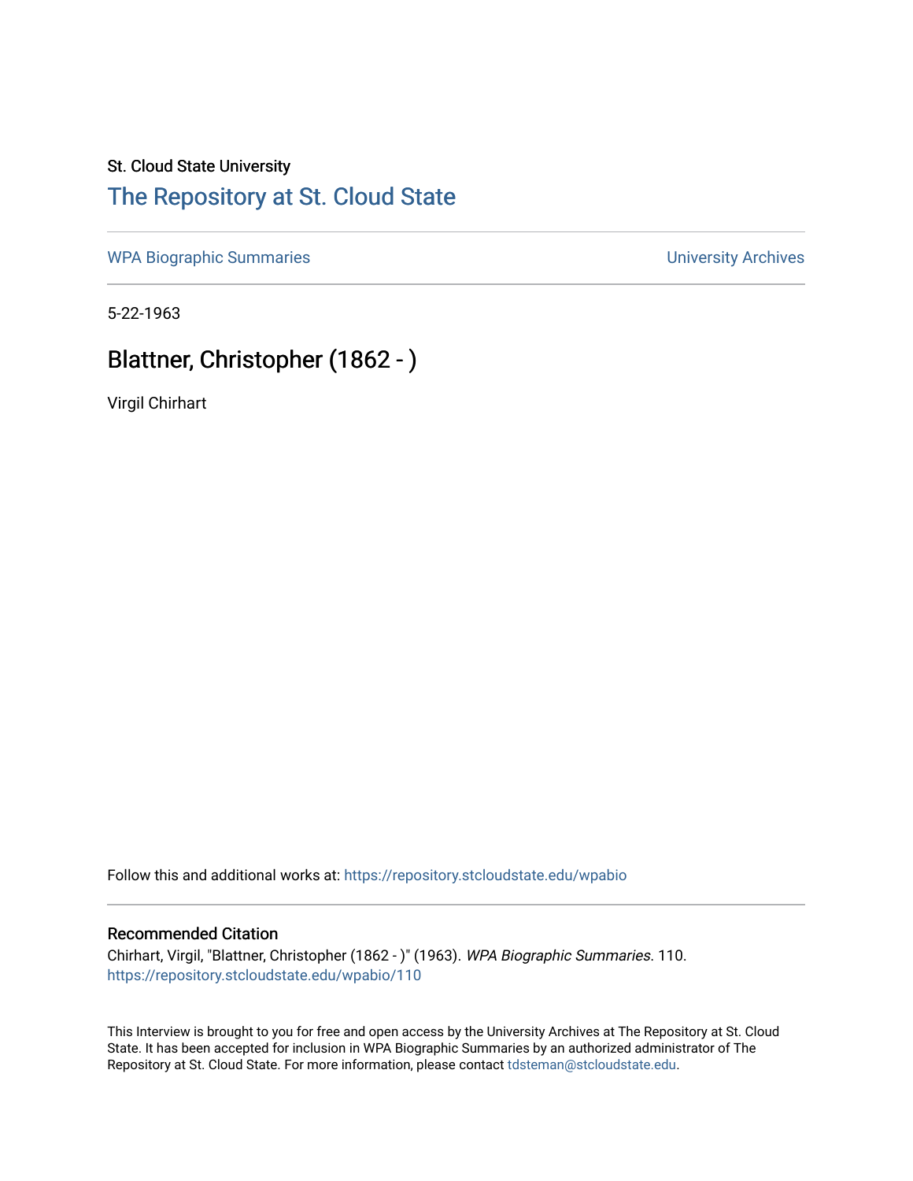St. Cloud State University

# The Repository at St. Cloud State

WPA Biographic Summaries | University Archives

5-22-1963

## Blattner, Christopher (1862 - )

Virgil Chirhart

Follow this and additional works at: https://repository.stcloudstate.edu/wpabio

### Recommended Citation

Chirhart, Virgil, "Blattner, Christopher (1862 - )" (1963). *WPA Biographic Summaries*. 110.
https://repository.stcloudstate.edu/wpabio/110

This Interview is brought to you for free and open access by the University Archives at The Repository at St. Cloud State. It has been accepted for inclusion in WPA Biographic Summaries by an authorized administrator of The Repository at St. Cloud State. For more information, please contact tdsteman@stcloudstate.edu.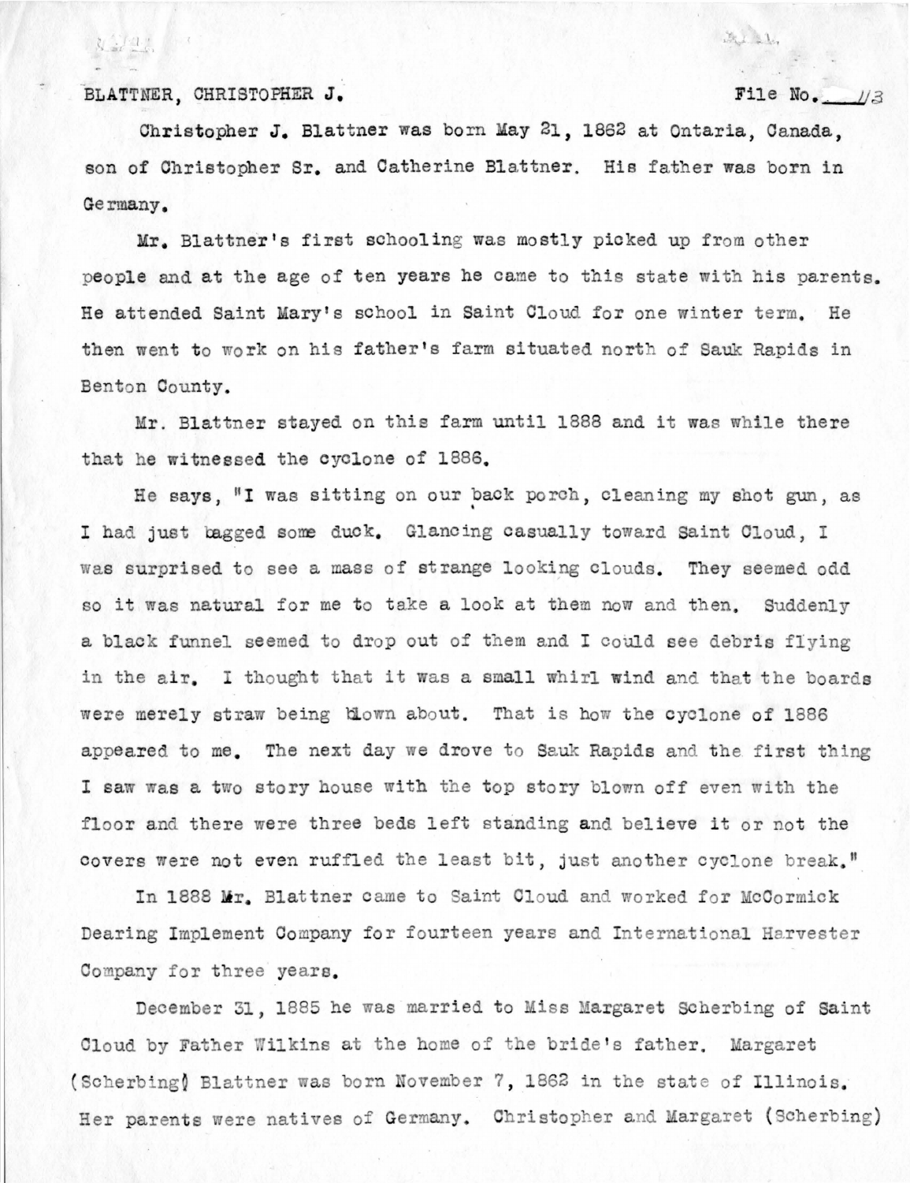BLATTNER, CHRISTOPHER J. File No. 113

Christopher J. Blattner was born May 21, 1862 at Ontaria, Canada, son of Christopher Sr. and Catherine Blattner. His father was born in Germany.

Mr. Blattner's first schooling was mostly picked up from other people and at the age of ten years he came to this state with his parents. He attended Saint Mary's school in Saint Cloud for one winter term. He then went to work on his father's farm situated north of Sauk Rapids in Benton County.

Mr. Blattner stayed on this farm until 1888 and it was while there that he witnessed the cyclone of 1886.

He says, "I was sitting on our back porch, cleaning my shot gun, as I had just bagged some duck. Glancing casually toward Saint Cloud, I was surprised to see a mass of strange looking clouds. They seemed odd so it was natural for me to take a look at them now and then. Suddenly a black funnel seemed to drop out of them and I could see debris flying in the air. I thought that it was a small whirl wind and that the boards were merely straw being blown about. That is how the cyclone of 1886 appeared to me. The next day we drove to Sauk Rapids and the first thing I saw was a two story house with the top story blown off even with the floor and there were three beds left standing and believe it or not the covers were not even ruffled the least bit, just another cyclone break."

In 1888 Mr. Blattner came to Saint Cloud and worked for McCormick Dearing Implement Company for fourteen years and International Harvester Company for three years.

December 31, 1885 he was married to Miss Margaret Scherbing of Saint Cloud by Father Wilkins at the home of the bride's father. Margaret (Scherbing) Blattner was born November 7, 1862 in the state of Illinois. Her parents were natives of Germany. Christopher and Margaret (Scherbing)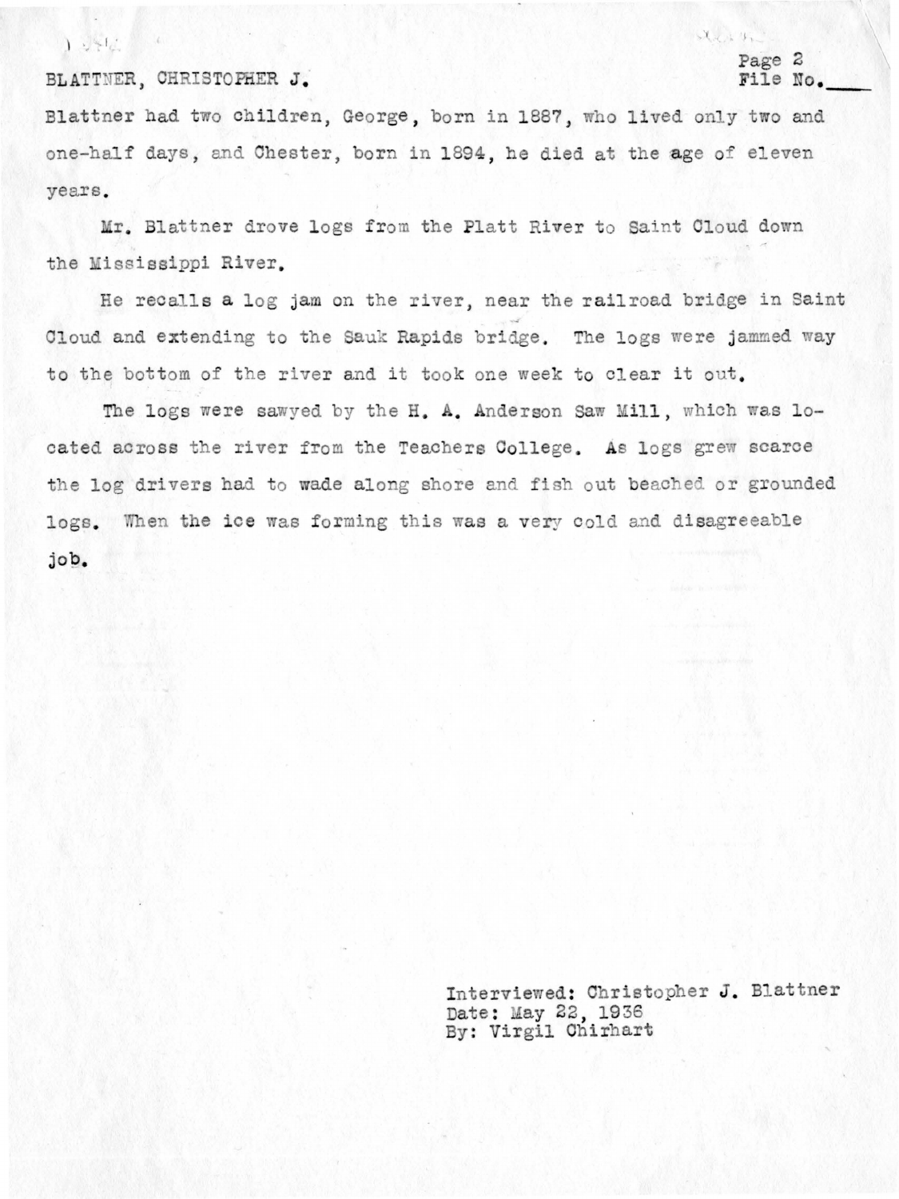Blattner had two children, George, born in 1887, who lived only two and one-half days, and Chester, born in 1894, he died at the age of eleven years.

Mr. Blattner drove logs from the Platt River to Saint Cloud down the Mississippi River.

He recalls a log jam on the river, near the railroad bridge in Saint Cloud and extending to the Sauk Rapids bridge. The logs were jammed way to the bottom of the river and it took one week to clear it out.

The logs were sawyed by the H. A. Anderson Saw Mill, which was located across the river from the Teachers College. As logs grew scarce the log drivers had to wade along shore and fish out beached or grounded logs. When the ice was forming this was a very cold and disagreeable job.

Interviewed: Christopher J. Blattner
Date: May 22, 1936
By: Virgil Chirhart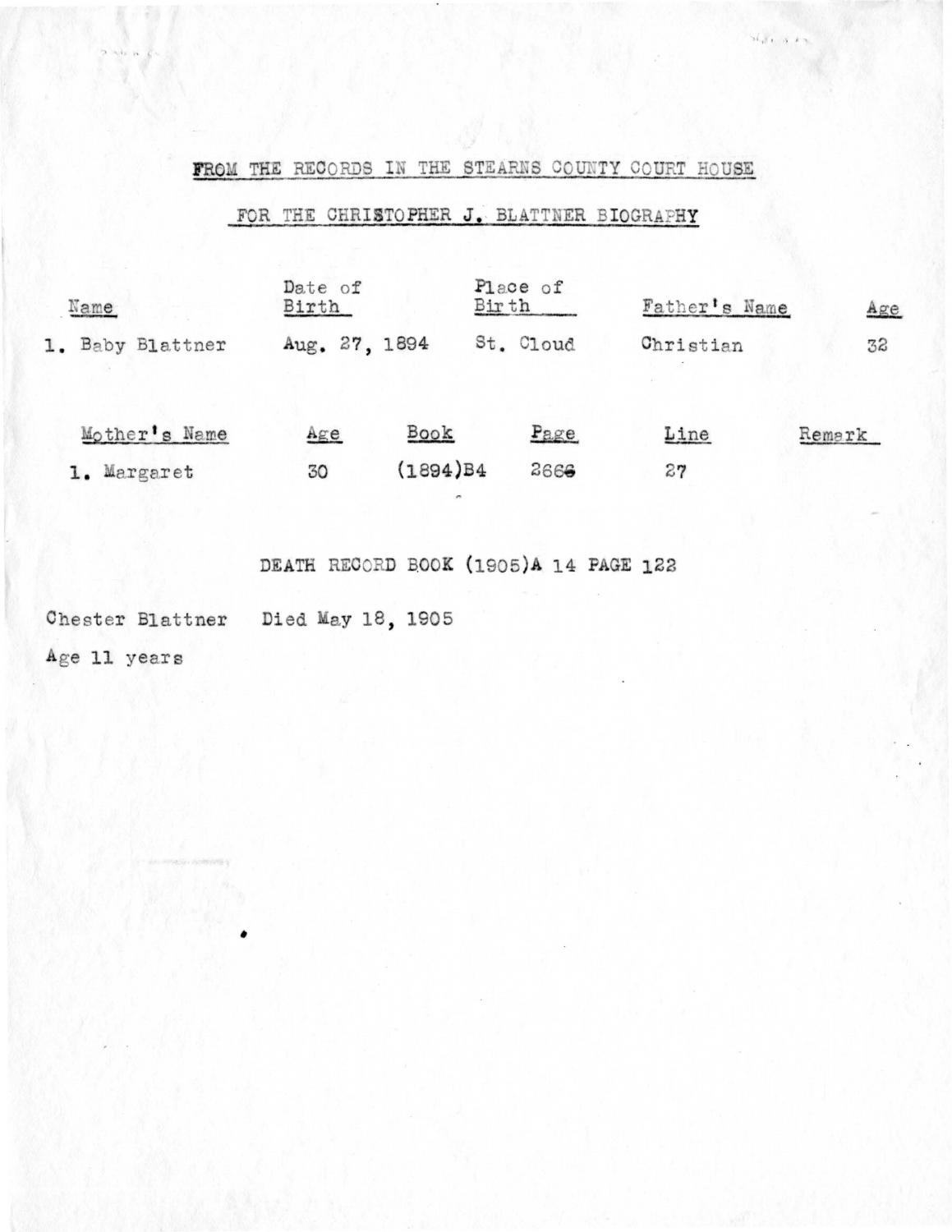## FROM THE RECORDS IN THE STEARNS COUNTY COURT HOUSE

## FOR THE CHRISTOPHER J. BLATTNER BIOGRAPHY

| Name | Date of Birth | Place of Birth | Father's Name | Age |
|---|---|---|---|---|
| 1. Baby Blattner | Aug. 27, 1894 | St. Cloud | Christian | 32 |

| Mother's Name | Age | Book | Page | Line | Remark |
|---|---|---|---|---|---|
| 1. Margaret | 30 | (1894)B4 | 2666 | 27 | |

DEATH RECORD BOOK (1905)A 14 PAGE 122

Chester Blattner Died May 18, 1905

Age 11 years